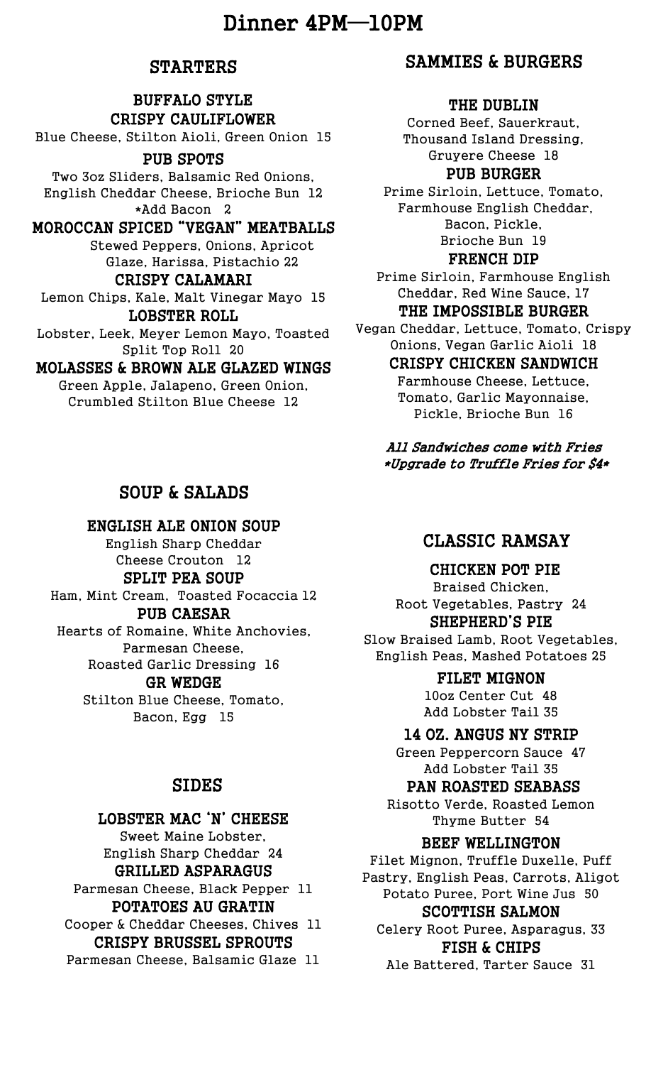# Dinner 4PM—10PM

## STARTERS

### BUFFALO STYLE CRISPY CAULIFLOWER
Blue Cheese, Stilton Aioli, Green Onion 15

### PUB SPOTS
Two 3oz Sliders, Balsamic Red Onions, English Cheddar Cheese, Brioche Bun 12
*Add Bacon 2

### MOROCCAN SPICED "VEGAN" MEATBALLS
Stewed Peppers, Onions, Apricot Glaze, Harissa, Pistachio 22

### CRISPY CALAMARI
Lemon Chips, Kale, Malt Vinegar Mayo 15

### LOBSTER ROLL
Lobster, Leek, Meyer Lemon Mayo, Toasted Split Top Roll 20

### MOLASSES & BROWN ALE GLAZED WINGS
Green Apple, Jalapeno, Green Onion, Crumbled Stilton Blue Cheese 12

## SOUP & SALADS

### ENGLISH ALE ONION SOUP
English Sharp Cheddar Cheese Crouton 12

### SPLIT PEA SOUP
Ham, Mint Cream, Toasted Focaccia 12

### PUB CAESAR
Hearts of Romaine, White Anchovies, Parmesan Cheese, Roasted Garlic Dressing 16

### GR WEDGE
Stilton Blue Cheese, Tomato, Bacon, Egg 15

## SIDES

### LOBSTER MAC 'N' CHEESE
Sweet Maine Lobster, English Sharp Cheddar 24

### GRILLED ASPARAGUS
Parmesan Cheese, Black Pepper 11

### POTATOES AU GRATIN
Cooper & Cheddar Cheeses, Chives 11

### CRISPY BRUSSEL SPROUTS
Parmesan Cheese, Balsamic Glaze 11

## SAMMIES & BURGERS

### THE DUBLIN
Corned Beef, Sauerkraut, Thousand Island Dressing, Gruyere Cheese 18

### PUB BURGER
Prime Sirloin, Lettuce, Tomato, Farmhouse English Cheddar, Bacon, Pickle, Brioche Bun 19

### FRENCH DIP
Prime Sirloin, Farmhouse English Cheddar, Red Wine Sauce, 17

### THE IMPOSSIBLE BURGER
Vegan Cheddar, Lettuce, Tomato, Crispy Onions, Vegan Garlic Aioli 18

### CRISPY CHICKEN SANDWICH
Farmhouse Cheese, Lettuce, Tomato, Garlic Mayonnaise, Pickle, Brioche Bun 16

*All Sandwiches come with Fries*
*\*Upgrade to Truffle Fries for $4\**

## CLASSIC RAMSAY

### CHICKEN POT PIE
Braised Chicken, Root Vegetables, Pastry 24

### SHEPHERD'S PIE
Slow Braised Lamb, Root Vegetables, English Peas, Mashed Potatoes 25

### FILET MIGNON
10oz Center Cut 48
Add Lobster Tail 35

### 14 OZ. ANGUS NY STRIP
Green Peppercorn Sauce 47
Add Lobster Tail 35

### PAN ROASTED SEABASS
Risotto Verde, Roasted Lemon Thyme Butter 54

### BEEF WELLINGTON
Filet Mignon, Truffle Duxelle, Puff Pastry, English Peas, Carrots, Aligot Potato Puree, Port Wine Jus 50

### SCOTTISH SALMON
Celery Root Puree, Asparagus, 33

### FISH & CHIPS
Ale Battered, Tarter Sauce 31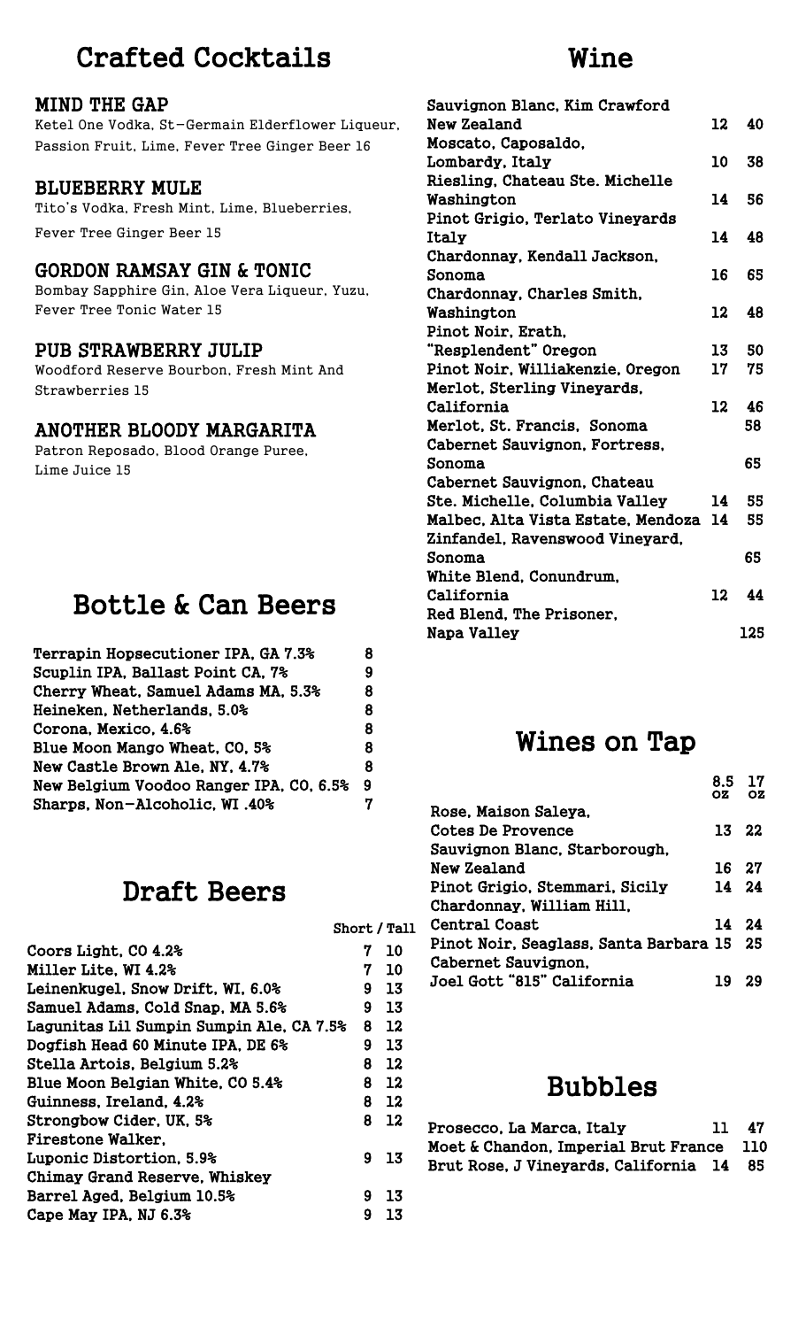# Crafted Cocktails

### MIND THE GAP

Ketel One Vodka, St-Germain Elderflower Liqueur, Passion Fruit, Lime, Fever Tree Ginger Beer 16

### BLUEBERRY MULE

Tito's Vodka, Fresh Mint, Lime, Blueberries, Fever Tree Ginger Beer 15

### GORDON RAMSAY GIN & TONIC

Bombay Sapphire Gin, Aloe Vera Liqueur, Yuzu, Fever Tree Tonic Water 15

### PUB STRAWBERRY JULIP

Woodford Reserve Bourbon, Fresh Mint And Strawberries 15

### ANOTHER BLOODY MARGARITA

Patron Reposado, Blood Orange Puree, Lime Juice 15

# Bottle & Can Beers

| | |
|---|---|
| Terrapin Hopsecutioner IPA, GA 7.3% | 8 |
| Sculpin IPA, Ballast Point CA, 7% | 9 |
| Cherry Wheat, Samuel Adams MA, 5.3% | 8 |
| Heineken, Netherlands, 5.0% | 8 |
| Corona, Mexico, 4.6% | 8 |
| Blue Moon Mango Wheat, CO, 5% | 8 |
| New Castle Brown Ale, NY, 4.7% | 8 |
| New Belgium Voodoo Ranger IPA, CO, 6.5% | 9 |
| Sharps, Non-Alcoholic, WI .40% | 7 |

# Draft Beers

| | Short | Tall |
|---|---|---|
| Coors Light, CO 4.2% | 7 | 10 |
| Miller Lite, WI 4.2% | 7 | 10 |
| Leinenkugel, Snow Drift, WI, 6.0% | 9 | 13 |
| Samuel Adams, Cold Snap, MA 5.6% | 9 | 13 |
| Lagunitas Lil Sumpin Sumpin Ale, CA 7.5% | 8 | 12 |
| Dogfish Head 60 Minute IPA, DE 6% | 9 | 13 |
| Stella Artois, Belgium 5.2% | 8 | 12 |
| Blue Moon Belgian White, CO 5.4% | 8 | 12 |
| Guinness, Ireland, 4.2% | 8 | 12 |
| Strongbow Cider, UK, 5% | 8 | 12 |
| Firestone Walker, Luponic Distortion, 5.9% | 9 | 13 |
| Chimay Grand Reserve, Whiskey Barrel Aged, Belgium 10.5% | 9 | 13 |
| Cape May IPA, NJ 6.3% | 9 | 13 |

# Wine

| | | |
|---|---|---|
| Sauvignon Blanc, Kim Crawford New Zealand | 12 | 40 |
| Moscato, Caposaldo, Lombardy, Italy | 10 | 38 |
| Riesling, Chateau Ste. Michelle Washington | 14 | 56 |
| Pinot Grigio, Terlato Vineyards Italy | 14 | 48 |
| Chardonnay, Kendall Jackson, Sonoma | 16 | 65 |
| Chardonnay, Charles Smith, Washington | 12 | 48 |
| Pinot Noir, Erath, "Resplendent" Oregon | 13 | 50 |
| Pinot Noir, Williakenzie, Oregon | 17 | 75 |
| Merlot, Sterling Vineyards, California | 12 | 46 |
| Merlot, St. Francis, Sonoma | | 58 |
| Cabernet Sauvignon, Fortress, Sonoma | | 65 |
| Cabernet Sauvignon, Chateau Ste. Michelle, Columbia Valley | 14 | 55 |
| Malbec, Alta Vista Estate, Mendoza | 14 | 55 |
| Zinfandel, Ravenswood Vineyard, Sonoma | | 65 |
| White Blend, Conundrum, California | 12 | 44 |
| Red Blend, The Prisoner, Napa Valley | | 125 |

# Wines on Tap

| | 8.5 oz | 17 oz |
|---|---|---|
| Rose, Maison Saleya, Cotes De Provence | 13 | 22 |
| Sauvignon Blanc, Starborough, New Zealand | 16 | 27 |
| Pinot Grigio, Stemmari, Sicily | 14 | 24 |
| Chardonnay, William Hill, Central Coast | 14 | 24 |
| Pinot Noir, Seaglass, Santa Barbara | 15 | 25 |
| Cabernet Sauvignon, Joel Gott "815" California | 19 | 29 |

# Bubbles

| | | |
|---|---|---|
| Prosecco, La Marca, Italy | 11 | 47 |
| Moet & Chandon, Imperial Brut France | | 110 |
| Brut Rose, J Vineyards, California | 14 | 85 |